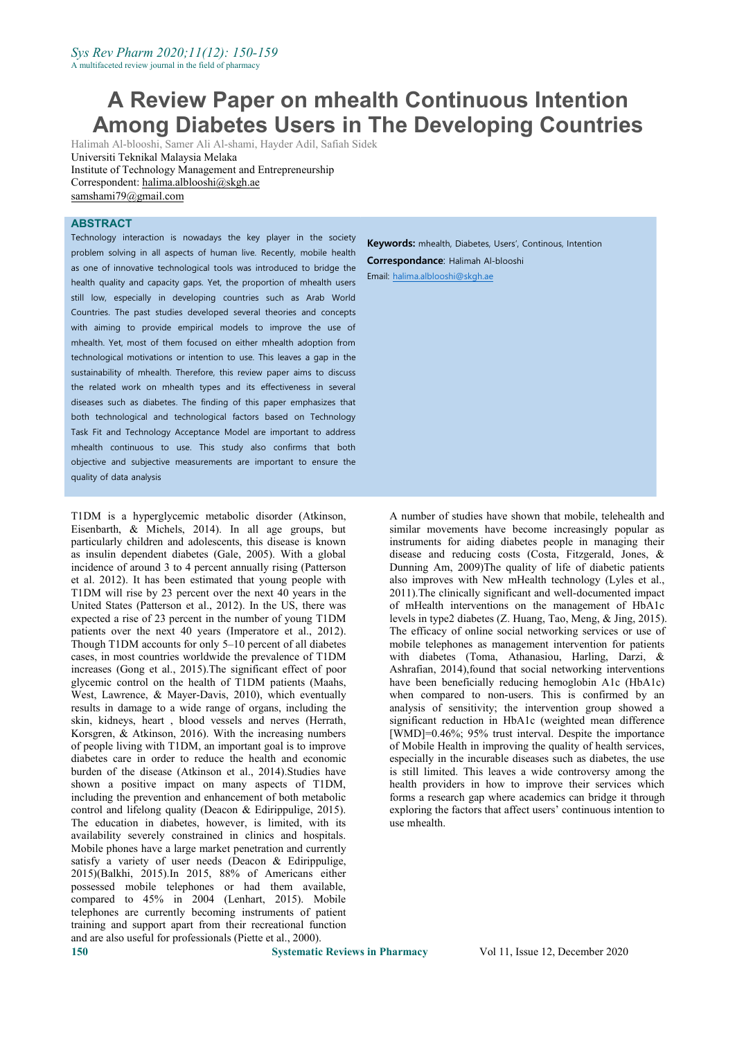# A Review Paper on mhealth Continuous Intention Among Diabetes Users in The Developing Countries

Halimah Al-blooshi, Samer Ali Al-shami, Hayder Adil, Safiah Sidek

Universiti Teknikal Malaysia Melaka

Institute of Technology Management and Entrepreneurship

Correspondent: halima.alblooshi@skgh.ae

samshami79@gmail.com

## ABSTRACT

Technology interaction is nowadays the key player in the society problem solving in all aspects of human live. Recently, mobile health as one of innovative technological tools was introduced to bridge the health quality and capacity gaps. Yet, the proportion of mhealth users still low, especially in developing countries such as Arab World Countries. The past studies developed several theories and concepts with aiming to provide empirical models to improve the use of mhealth. Yet, most of them focused on either mhealth adoption from technological motivations or intention to use. This leaves a gap in the sustainability of mhealth. Therefore, this review paper aims to discuss the related work on mhealth types and its effectiveness in several diseases such as diabetes. The finding of this paper emphasizes that both technological and technological factors based on Technology Task Fit and Technology Acceptance Model are important to address mhealth continuous to use. This study also confirms that both objective and subjective measurements are important to ensure the quality of data analysis

**Keywords:** mhealth, Diabetes, Users', Continous, Intention

**Correspondance**: Halimah Al-blooshi

Email: halima.alblooshi@skgh.ae

T1DM is a hyperglycemic metabolic disorder (Atkinson, Eisenbarth, & Michels, 2014). In all age groups, but particularly children and adolescents, this disease is known as insulin dependent diabetes (Gale, 2005). With a global incidence of around 3 to 4 percent annually rising (Patterson et al. 2012). It has been estimated that young people with T1DM will rise by 23 percent over the next 40 years in the United States (Patterson et al., 2012). In the US, there was expected a rise of 23 percent in the number of young T1DM patients over the next 40 years (Imperatore et al., 2012). Though T1DM accounts for only 5–10 percent of all diabetes cases, in most countries worldwide the prevalence of T1DM increases (Gong et al., 2015).The significant effect of poor glycemic control on the health of T1DM patients (Maahs, West, Lawrence, & Mayer-Davis, 2010), which eventually results in damage to a wide range of organs, including the skin, kidneys, heart , blood vessels and nerves (Herrath, Korsgren, & Atkinson, 2016). With the increasing numbers of people living with T1DM, an important goal is to improve diabetes care in order to reduce the health and economic burden of the disease (Atkinson et al., 2014).Studies have shown a positive impact on many aspects of T1DM, including the prevention and enhancement of both metabolic control and lifelong quality (Deacon & Edirippulige, 2015). The education in diabetes, however, is limited, with its availability severely constrained in clinics and hospitals. Mobile phones have a large market penetration and currently satisfy a variety of user needs (Deacon & Edirippulige, 2015)(Balkhi, 2015).In 2015, 88% of Americans either possessed mobile telephones or had them available, compared to 45% in 2004 (Lenhart, 2015). Mobile telephones are currently becoming instruments of patient training and support apart from their recreational function and are also useful for professionals (Piette et al., 2000).

A number of studies have shown that mobile, telehealth and similar movements have become increasingly popular as instruments for aiding diabetes people in managing their disease and reducing costs (Costa, Fitzgerald, Jones, & Dunning Am, 2009)The quality of life of diabetic patients also improves with New mHealth technology (Lyles et al., 2011).The clinically significant and well-documented impact of mHealth interventions on the management of HbA1c levels in type2 diabetes (Z. Huang, Tao, Meng, & Jing, 2015). The efficacy of online social networking services or use of mobile telephones as management intervention for patients with diabetes (Toma, Athanasiou, Harling, Darzi, & Ashrafian, 2014),found that social networking interventions have been beneficially reducing hemoglobin A1c (HbA1c) when compared to non-users. This is confirmed by an analysis of sensitivity; the intervention group showed a significant reduction in HbA1c (weighted mean difference [WMD]=0.46%; 95% trust interval. Despite the importance of Mobile Health in improving the quality of health services, especially in the incurable diseases such as diabetes, the use is still limited. This leaves a wide controversy among the health providers in how to improve their services which forms a research gap where academics can bridge it through exploring the factors that affect users' continuous intention to use mhealth.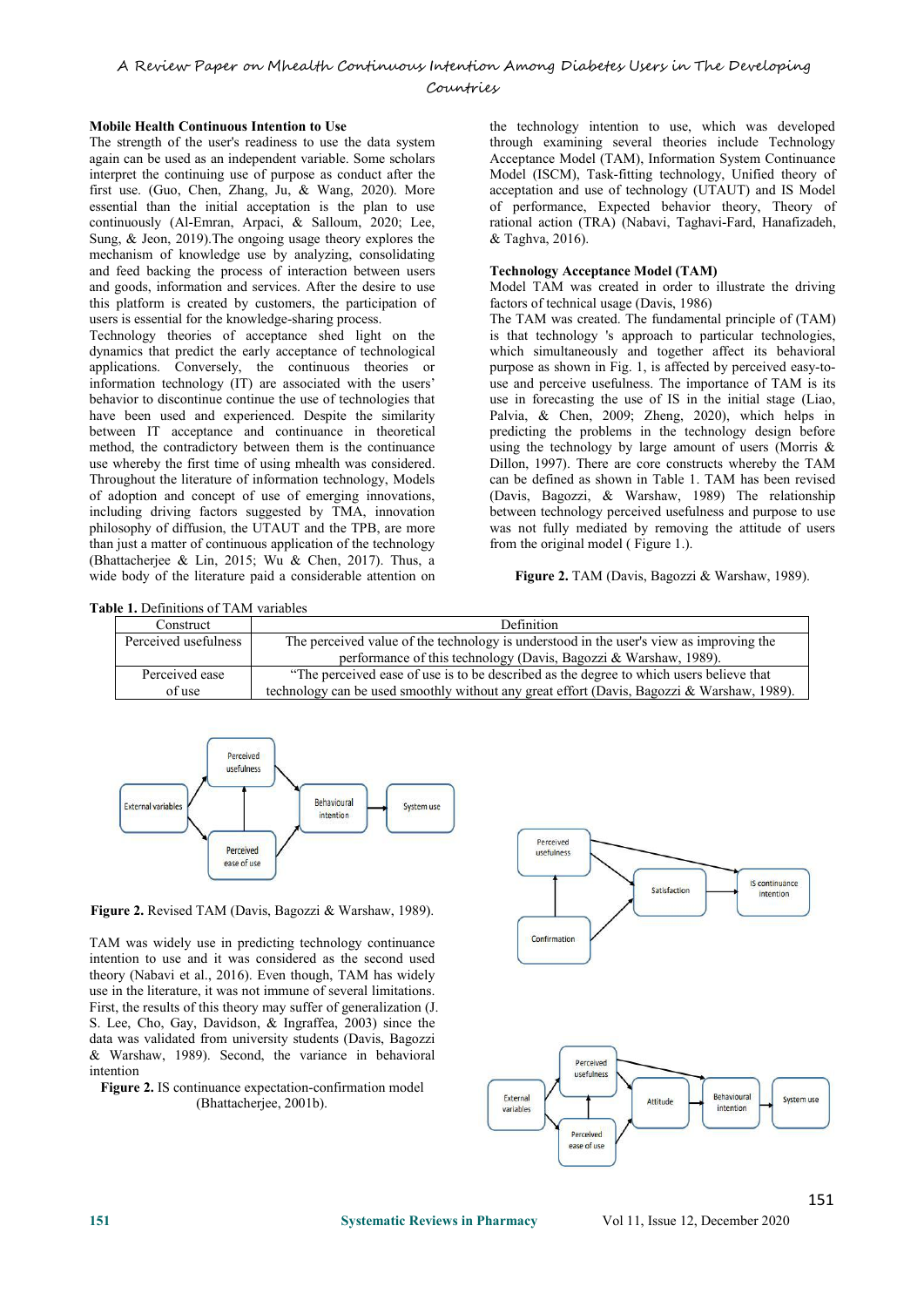### Mobile Health Continuous Intention to Use

The strength of the user's readiness to use the data system again can be used as an independent variable. Some scholars interpret the continuing use of purpose as conduct after the first use. (Guo, Chen, Zhang, Ju, & Wang, 2020). More essential than the initial acceptance is the plan to use continuously (Al-Emran, Arpaci, & Salloum, 2020; Lee, Sung, & Jeon, 2019).The ongoing usage theory explores the mechanism of knowledge use by analyzing, consolidating and feed backing the process of interaction between users and goods, information and services. After the desire to use this platform is created by customers, the participation of users is essential for the knowledge-sharing process.

Technology theories of acceptance shed light on the dynamics that predict the early acceptance of technological applications. Conversely, the continuous theories or information technology (IT) are associated with the users' behavior to discontinue continue the use of technologies that have been used and experienced. Despite the similarity between IT acceptance and continuance in theoretical method, the contradictory between them is the continuance use whereby the first time of using mhealth was considered. Throughout the literature of information technology, Models of adoption and concept of use of emerging innovations, including driving factors suggested by TMA, innovation philosophy of diffusion, the UTAUT and the TPB, are more than just a matter of continuous application of the technology (Bhattacherjee & Lin, 2015; Wu & Chen, 2017). Thus, a wide body of the literature paid a considerable attention on the technology intention to use, which was developed through examining several theories include Technology Acceptance Model (TAM), Information System Continuance Model (ISCM), Task-fitting technology, Unified theory of acceptation and use of technology (UTAUT) and IS Model of performance, Expected behavior theory, Theory of rational action (TRA) (Nabavi, Taghavi-Fard, Hanafizadeh, & Taghva, 2016).

### Technology Acceptance Model (TAM)

Model TAM was created in order to illustrate the driving factors of technical usage (Davis, 1986)

The TAM was created. The fundamental principle of (TAM) is that technology 's approach to particular technologies, which simultaneously and together affect its behavioral purpose as shown in Fig. 1, is affected by perceived easy-to-use and perceive usefulness. The importance of TAM is its use in forecasting the use of IS in the initial stage (Liao, Palvia, & Chen, 2009; Zheng, 2020), which helps in predicting the problems in the technology design before using the technology by large amount of users (Morris & Dillon, 1997). There are core constructs whereby the TAM can be defined as shown in Table 1. TAM has been revised (Davis, Bagozzi, & Warshaw, 1989) The relationship between technology perceived usefulness and purpose to use was not fully mediated by removing the attitude of users from the original model ( Figure 1.).

**Figure 2.** TAM (Davis, Bagozzi & Warshaw, 1989).

**Table 1.** Definitions of TAM variables

| Construct | Definition |
|---|---|
| Perceived usefulness | The perceived value of the technology is understood in the user's view as improving the performance of this technology (Davis, Bagozzi & Warshaw, 1989). |
| Perceived ease of use | "The perceived ease of use is to be described as the degree to which users believe that technology can be used smoothly without any great effort (Davis, Bagozzi & Warshaw, 1989). |

**Figure 2.** Revised TAM (Davis, Bagozzi & Warshaw, 1989).

TAM was widely use in predicting technology continuance intention to use and it was considered as the second used theory (Nabavi et al., 2016). Even though, TAM has widely use in the literature, it was not immune of several limitations. First, the results of this theory may suffer of generalization (J. S. Lee, Cho, Gay, Davidson, & Ingraffea, 2003) since the data was validated from university students (Davis, Bagozzi & Warshaw, 1989). Second, the variance in behavioral intention

**Figure 2.** IS continuance expectation-confirmation model (Bhattacherjee, 2001b).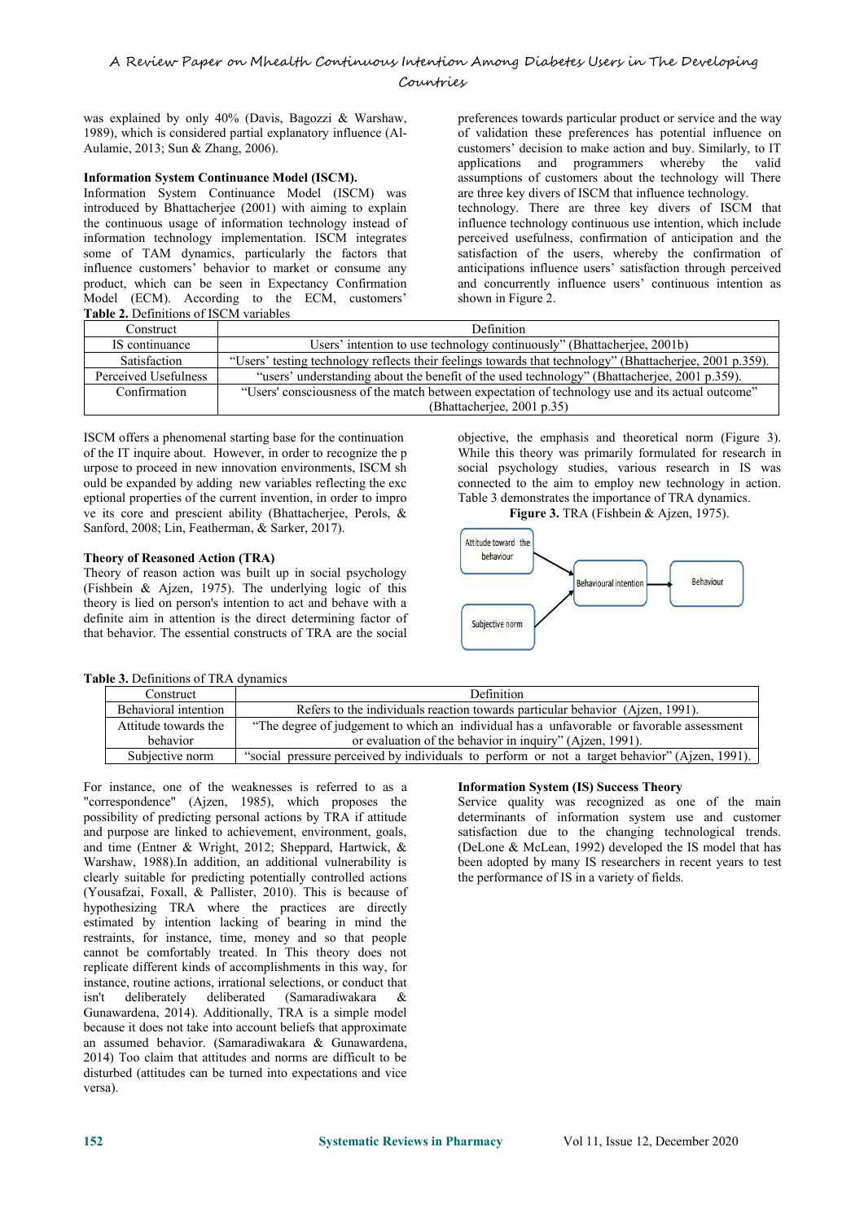was explained by only 40% (Davis, Bagozzi & Warshaw, 1989), which is considered partial explanatory influence (Al-Aulamie, 2013; Sun & Zhang, 2006).

**Information System Continuance Model (ISCM).**

Information System Continuance Model (ISCM) was introduced by Bhattacherjee (2001) with aiming to explain the continuous usage of information technology instead of information technology implementation. ISCM integrates some of TAM dynamics, particularly the factors that influence customers' behavior to market or consume any product, which can be seen in Expectancy Confirmation Model (ECM). According to the ECM, customers' preferences towards particular product or service and the way of validation these preferences has potential influence on customers' decision to make action and buy. Similarly, to IT applications and programmers whereby the valid assumptions of customers about the technology will There are three key divers of ISCM that influence technology. technology. There are three key divers of ISCM that influence technology continuous use intention, which include perceived usefulness, confirmation of anticipation and the satisfaction of the users, whereby the confirmation of anticipations influence users' satisfaction through perceived and concurrently influence users' continuous intention as shown in Figure 2.

**Table 2.** Definitions of ISCM variables

| Construct | Definition |
|---|---|
| IS continuance | Users' intention to use technology continuously" (Bhattacherjee, 2001b) |
| Satisfaction | "Users' testing technology reflects their feelings towards that technology" (Bhattacherjee, 2001 p.359). |
| Perceived Usefulness | "users' understanding about the benefit of the used technology" (Bhattacherjee, 2001 p.359). |
| Confirmation | "Users' consciousness of the match between expectation of technology use and its actual outcome" (Bhattacherjee, 2001 p.35) |

ISCM offers a phenomenal starting base for the continuation of the IT inquire about. However, in order to recognize the p urpose to proceed in new innovation environments, ISCM sh ould be expanded by adding new variables reflecting the exc eptional properties of the current invention, in order to impro ve its core and prescient ability (Bhattacherjee, Perols, & Sanford, 2008; Lin, Featherman, & Sarker, 2017).

**Theory of Reasoned Action (TRA)**

Theory of reason action was built up in social psychology (Fishbein & Ajzen, 1975). The underlying logic of this theory is lied on person's intention to act and behave with a definite aim in attention is the direct determining factor of that behavior. The essential constructs of TRA are the social objective, the emphasis and theoretical norm (Figure 3). While this theory was primarily formulated for research in social psychology studies, various research in IS was connected to the aim to employ new technology in action. Table 3 demonstrates the importance of TRA dynamics.

**Figure 3.** TRA (Fishbein & Ajzen, 1975).

Attitude toward the behaviour → Behavioural intention → Behaviour
Subjective norm → Behavioural intention

**Table 3.** Definitions of TRA dynamics

| Construct | Definition |
|---|---|
| Behavioral intention | Refers to the individuals reaction towards particular behavior (Ajzen, 1991). |
| Attitude towards the behavior | "The degree of judgement to which an individual has a unfavorable or favorable assessment or evaluation of the behavior in inquiry" (Ajzen, 1991). |
| Subjective norm | "social pressure perceived by individuals to perform or not a target behavior" (Ajzen, 1991). |

For instance, one of the weaknesses is referred to as a "correspondence" (Ajzen, 1985), which proposes the possibility of predicting personal actions by TRA if attitude and purpose are linked to achievement, environment, goals, and time (Entner & Wright, 2012; Sheppard, Hartwick, & Warshaw, 1988).In addition, an additional vulnerability is clearly suitable for predicting potentially controlled actions (Yousafzai, Foxall, & Pallister, 2010). This is because of hypothesizing TRA where the practices are directly estimated by intention lacking of bearing in mind the restraints, for instance, time, money and so that people cannot be comfortably treated. In This theory does not replicate different kinds of accomplishments in this way, for instance, routine actions, irrational selections, or conduct that isn't deliberately deliberated (Samaradiwakara & Gunawardena, 2014). Additionally, TRA is a simple model because it does not take into account beliefs that approximate an assumed behavior. (Samaradiwakara & Gunawardena, 2014) Too claim that attitudes and norms are difficult to be disturbed (attitudes can be turned into expectations and vice versa).

**Information System (IS) Success Theory**

Service quality was recognized as one of the main determinants of information system use and customer satisfaction due to the changing technological trends. (DeLone & McLean, 1992) developed the IS model that has been adopted by many IS researchers in recent years to test the performance of IS in a variety of fields.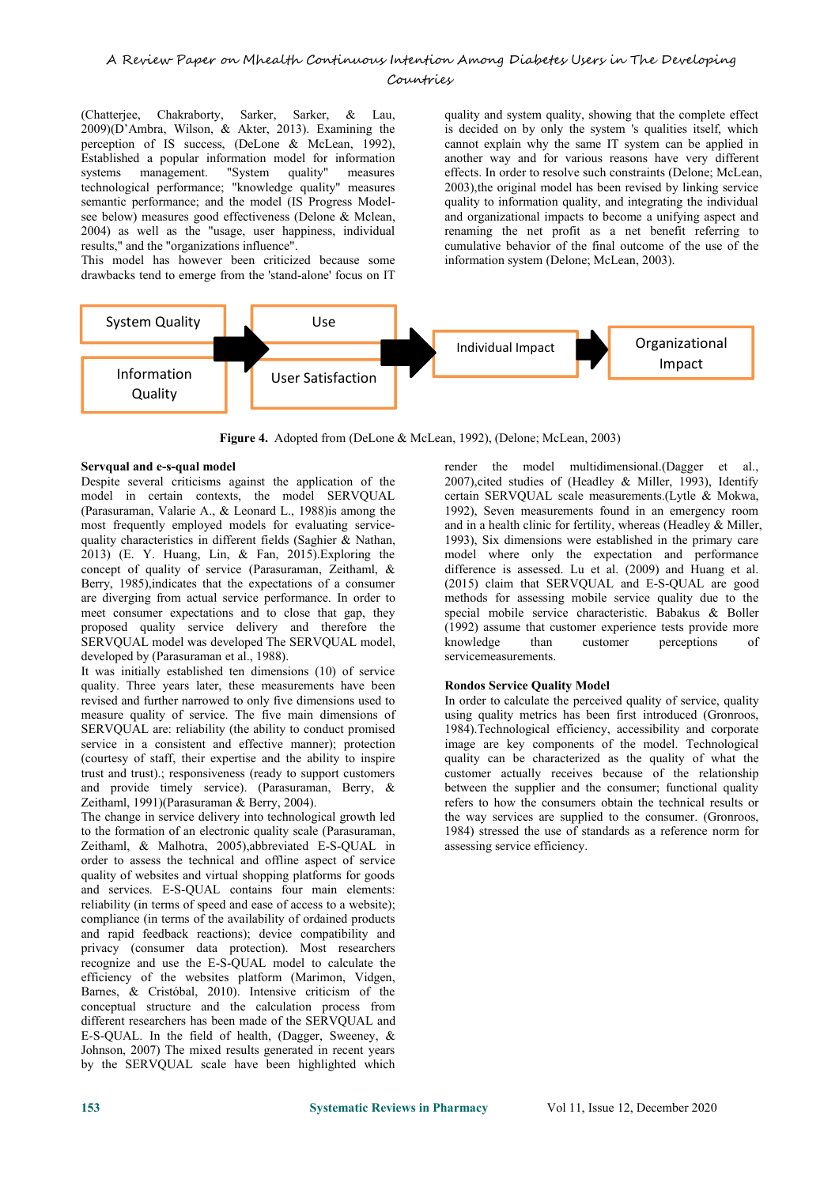(Chatterjee, Chakraborty, Sarker, Sarker, & Lau, 2009)(D'Ambra, Wilson, & Akter, 2013). Examining the perception of IS success, (DeLone & McLean, 1992), Established a popular information model for information systems management. "System quality" measures technological performance; "knowledge quality" measures semantic performance; and the model (IS Progress Model- see below) measures good effectiveness (Delone & Mclean, 2004) as well as the "usage, user happiness, individual results," and the "organizations influence".

This model has however been criticized because some drawbacks tend to emerge from the 'stand-alone' focus on IT quality and system quality, showing that the complete effect is decided on by only the system 's qualities itself, which cannot explain why the same IT system can be applied in another way and for various reasons have very different effects. In order to resolve such constraints (Delone; McLean, 2003),the original model has been revised by linking service quality to information quality, and integrating the individual and organizational impacts to become a unifying aspect and renaming the net profit as a net benefit referring to cumulative behavior of the final outcome of the use of the information system (Delone; McLean, 2003).

System Quality | Information Quality → Use | User Satisfaction → Individual Impact → Organizational Impact

**Figure 4.** Adopted from (DeLone & McLean, 1992), (Delone; McLean, 2003)

**Servqual and e-s-qual model**

Despite several criticisms against the application of the model in certain contexts, the model SERVQUAL (Parasuraman, Valarie A., & Leonard L., 1988)is among the most frequently employed models for evaluating service-quality characteristics in different fields (Saghier & Nathan, 2013) (E. Y. Huang, Lin, & Fan, 2015).Exploring the concept of quality of service (Parasuraman, Zeithaml, & Berry, 1985),indicates that the expectations of a consumer are diverging from actual service performance. In order to meet consumer expectations and to close that gap, they proposed quality service delivery and therefore the SERVQUAL model was developed The SERVQUAL model, developed by (Parasuraman et al., 1988).

It was initially established ten dimensions (10) of service quality. Three years later, these measurements have been revised and further narrowed to only five dimensions used to measure quality of service. The five main dimensions of SERVQUAL are: reliability (the ability to conduct promised service in a consistent and effective manner); protection (courtesy of staff, their expertise and the ability to inspire trust and trust).; responsiveness (ready to support customers and provide timely service). (Parasuraman, Berry, & Zeithaml, 1991)(Parasuraman & Berry, 2004).

The change in service delivery into technological growth led to the formation of an electronic quality scale (Parasuraman, Zeithaml, & Malhotra, 2005),abbreviated E-S-QUAL in order to assess the technical and offline aspect of service quality of websites and virtual shopping platforms for goods and services. E-S-QUAL contains four main elements: reliability (in terms of speed and ease of access to a website); compliance (in terms of the availability of ordained products and rapid feedback reactions); device compatibility and privacy (consumer data protection). Most researchers recognize and use the E-S-QUAL model to calculate the efficiency of the websites platform (Marimon, Vidgen, Barnes, & Cristóbal, 2010). Intensive criticism of the conceptual structure and the calculation process from different researchers has been made of the SERVQUAL and E-S-QUAL. In the field of health, (Dagger, Sweeney, & Johnson, 2007) The mixed results generated in recent years by the SERVQUAL scale have been highlighted which render the model multidimensional.(Dagger et al., 2007),cited studies of (Headley & Miller, 1993), Identify certain SERVQUAL scale measurements.(Lytle & Mokwa, 1992), Seven measurements found in an emergency room and in a health clinic for fertility, whereas (Headley & Miller, 1993), Six dimensions were established in the primary care model where only the expectation and performance difference is assessed. Lu et al. (2009) and Huang et al. (2015) claim that SERVQUAL and E-S-QUAL are good methods for assessing mobile service quality due to the special mobile service characteristic. Babakus & Boller (1992) assume that customer experience tests provide more knowledge than customer perceptions of servicemeasurements.

**Rondos Service Quality Model**

In order to calculate the perceived quality of service, quality using quality metrics has been first introduced (Gronroos, 1984).Technological efficiency, accessibility and corporate image are key components of the model. Technological quality can be characterized as the quality of what the customer actually receives because of the relationship between the supplier and the consumer; functional quality refers to how the consumers obtain the technical results or the way services are supplied to the consumer. (Gronroos, 1984) stressed the use of standards as a reference norm for assessing service efficiency.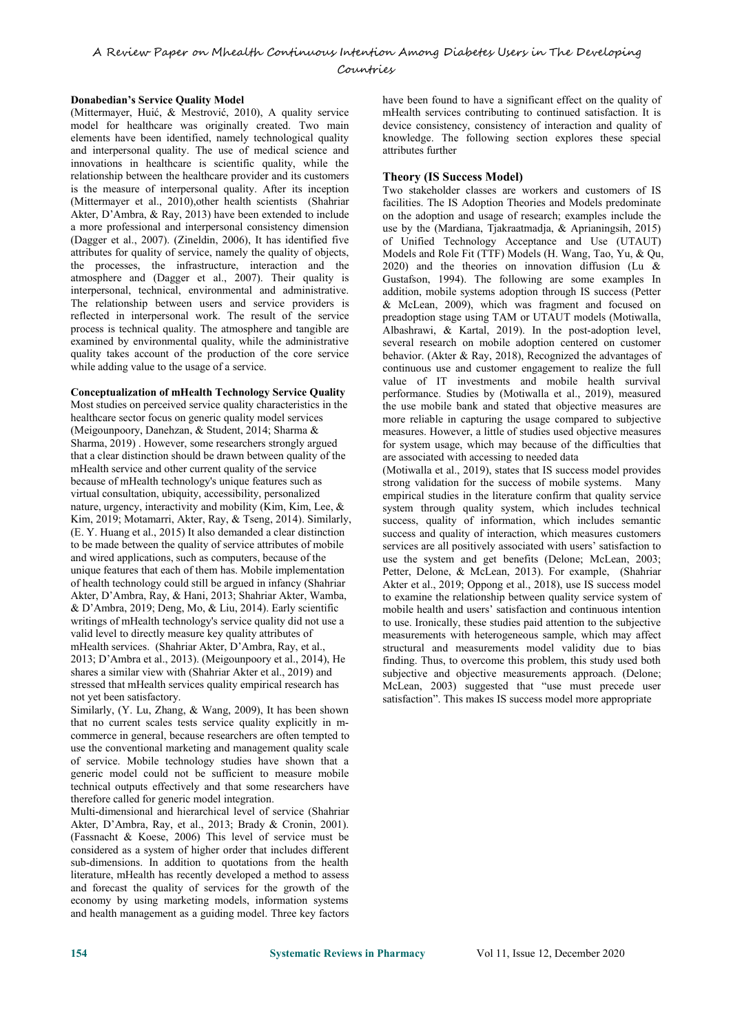**Donabedian's Service Quality Model**

(Mittermayer, Huić, & Mestrović, 2010), A quality service model for healthcare was originally created. Two main elements have been identified, namely technological quality and interpersonal quality. The use of medical science and innovations in healthcare is scientific quality, while the relationship between the healthcare provider and its customers is the measure of interpersonal quality. After its inception (Mittermayer et al., 2010),other health scientists (Shahriar Akter, D'Ambra, & Ray, 2013) have been extended to include a more professional and interpersonal consistency dimension (Dagger et al., 2007). (Zineldin, 2006), It has identified five attributes for quality of service, namely the quality of objects, the processes, the infrastructure, interaction and the atmosphere and (Dagger et al., 2007). Their quality is interpersonal, technical, environmental and administrative. The relationship between users and service providers is reflected in interpersonal work. The result of the service process is technical quality. The atmosphere and tangible are examined by environmental quality, while the administrative quality takes account of the production of the core service while adding value to the usage of a service.

**Conceptualization of mHealth Technology Service Quality**

Most studies on perceived service quality characteristics in the healthcare sector focus on generic quality model services (Meigounpoory, Danehzan, & Student, 2014; Sharma & Sharma, 2019) . However, some researchers strongly argued that a clear distinction should be drawn between quality of the mHealth service and other current quality of the service because of mHealth technology's unique features such as virtual consultation, ubiquity, accessibility, personalized nature, urgency, interactivity and mobility (Kim, Kim, Lee, & Kim, 2019; Motamarri, Akter, Ray, & Tseng, 2014). Similarly, (E. Y. Huang et al., 2015) It also demanded a clear distinction to be made between the quality of service attributes of mobile and wired applications, such as computers, because of the unique features that each of them has. Mobile implementation of health technology could still be argued in infancy (Shahriar Akter, D'Ambra, Ray, & Hani, 2013; Shahriar Akter, Wamba, & D'Ambra, 2019; Deng, Mo, & Liu, 2014). Early scientific writings of mHealth technology's service quality did not use a valid level to directly measure key quality attributes of mHealth services. (Shahriar Akter, D'Ambra, Ray, et al., 2013; D'Ambra et al., 2013). (Meigounpoory et al., 2014), He shares a similar view with (Shahriar Akter et al., 2019) and stressed that mHealth services quality empirical research has not yet been satisfactory.

Similarly, (Y. Lu, Zhang, & Wang, 2009), It has been shown that no current scales tests service quality explicitly in m-commerce in general, because researchers are often tempted to use the conventional marketing and management quality scale of service. Mobile technology studies have shown that a generic model could not be sufficient to measure mobile technical outputs effectively and that some researchers have therefore called for generic model integration.

Multi-dimensional and hierarchical level of service (Shahriar Akter, D'Ambra, Ray, et al., 2013; Brady & Cronin, 2001). (Fassnacht & Koese, 2006) This level of service must be considered as a system of higher order that includes different sub-dimensions. In addition to quotations from the health literature, mHealth has recently developed a method to assess and forecast the quality of services for the growth of the economy by using marketing models, information systems and health management as a guiding model. Three key factors have been found to have a significant effect on the quality of mHealth services contributing to continued satisfaction. It is device consistency, consistency of interaction and quality of knowledge. The following section explores these special attributes further

## Theory (IS Success Model)

Two stakeholder classes are workers and customers of IS facilities. The IS Adoption Theories and Models predominate on the adoption and usage of research; examples include the use by the (Mardiana, Tjakraatmadja, & Aprianingsih, 2015) of Unified Technology Acceptance and Use (UTAUT) Models and Role Fit (TTF) Models (H. Wang, Tao, Yu, & Qu, 2020) and the theories on innovation diffusion (Lu & Gustafson, 1994). The following are some examples In addition, mobile systems adoption through IS success (Petter & McLean, 2009), which was fragment and focused on preadoption stage using TAM or UTAUT models (Motiwalla, Albashrawi, & Kartal, 2019). In the post-adoption level, several research on mobile adoption centered on customer behavior. (Akter & Ray, 2018), Recognized the advantages of continuous use and customer engagement to realize the full value of IT investments and mobile health survival performance. Studies by (Motiwalla et al., 2019), measured the use mobile bank and stated that objective measures are more reliable in capturing the usage compared to subjective measures. However, a little of studies used objective measures for system usage, which may because of the difficulties that are associated with accessing to needed data

(Motiwalla et al., 2019), states that IS success model provides strong validation for the success of mobile systems. Many empirical studies in the literature confirm that quality service system through quality system, which includes technical success, quality of information, which includes semantic success and quality of interaction, which measures customers services are all positively associated with users' satisfaction to use the system and get benefits (Delone; McLean, 2003; Petter, Delone, & McLean, 2013). For example, (Shahriar Akter et al., 2019; Oppong et al., 2018), use IS success model to examine the relationship between quality service system of mobile health and users' satisfaction and continuous intention to use. Ironically, these studies paid attention to the subjective measurements with heterogeneous sample, which may affect structural and measurements model validity due to bias finding. Thus, to overcome this problem, this study used both subjective and objective measurements approach. (Delone; McLean, 2003) suggested that "use must precede user satisfaction". This makes IS success model more appropriate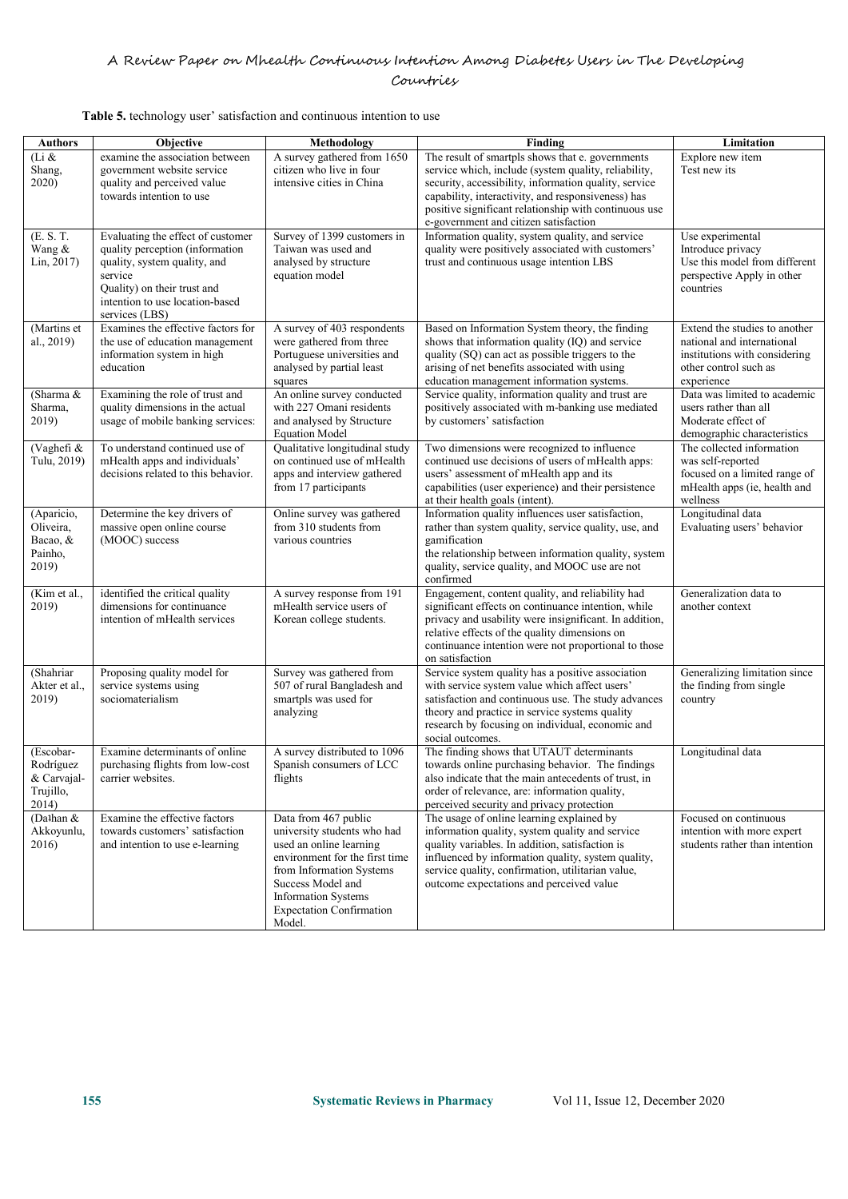**Table 5.** technology user' satisfaction and continuous intention to use

| Authors | Objective | Methodology | Finding | Limitation |
|---|---|---|---|---|
| (Li & Shang, 2020) | examine the association between government website service quality and perceived value towards intention to use | A survey gathered from 1650 citizen who live in four intensive cities in China | The result of smartpls shows that e. governments service which, include (system quality, reliability, security, accessibility, information quality, service capability, interactivity, and responsiveness) has positive significant relationship with continuous use e-government and citizen satisfaction | Explore new item Test new its |
| (E. S. T. Wang & Lin, 2017) | Evaluating the effect of customer quality perception (information quality, system quality, and service Quality) on their trust and intention to use location-based services (LBS) | Survey of 1399 customers in Taiwan was used and analysed by structure equation model | Information quality, system quality, and service quality were positively associated with customers' trust and continuous usage intention LBS | Use experimental Introduce privacy Use this model from different perspective Apply in other countries |
| (Martins et al., 2019) | Examines the effective factors for the use of education management information system in high education | A survey of 403 respondents were gathered from three Portuguese universities and analysed by partial least squares | Based on Information System theory, the finding shows that information quality (IQ) and service quality (SQ) can act as possible triggers to the arising of net benefits associated with using education management information systems. | Extend the studies to another national and international institutions with considering other control such as experience |
| (Sharma & Sharma, 2019) | Examining the role of trust and quality dimensions in the actual usage of mobile banking services: | An online survey conducted with 227 Omani residents and analysed by Structure Equation Model | Service quality, information quality and trust are positively associated with m-banking use mediated by customers' satisfaction | Data was limited to academic users rather than all Moderate effect of demographic characteristics |
| (Vaghefi & Tulu, 2019) | To understand continued use of mHealth apps and individuals' decisions related to this behavior. | Qualitative longitudinal study on continued use of mHealth apps and interview gathered from 17 participants | Two dimensions were recognized to influence continued use decisions of users of mHealth apps: users' assessment of mHealth app and its capabilities (user experience) and their persistence at their health goals (intent). | The collected information was self-reported focused on a limited range of mHealth apps (ie, health and wellness |
| (Aparicio, Oliveira, Bacao, & Painho, 2019) | Determine the key drivers of massive open online course (MOOC) success | Online survey was gathered from 310 students from various countries | Information quality influences user satisfaction, rather than system quality, service quality, use, and gamification the relationship between information quality, system quality, service quality, and MOOC use are not confirmed | Longitudinal data Evaluating users' behavior |
| (Kim et al., 2019) | identified the critical quality dimensions for continuance intention of mHealth services | A survey response from 191 mHealth service users of Korean college students. | Engagement, content quality, and reliability had significant effects on continuance intention, while privacy and usability were insignificant. In addition, relative effects of the quality dimensions on continuance intention were not proportional to those on satisfaction | Generalization data to another context |
| (Shahriar Akter et al., 2019) | Proposing quality model for service systems using sociomaterialism | Survey was gathered from 507 of rural Bangladesh and smartpls was used for analyzing | Service system quality has a positive association with service system value which affect users' satisfaction and continuous use. The study advances theory and practice in service systems quality research by focusing on individual, economic and social outcomes. | Generalizing limitation since the finding from single country |
| (Escobar-Rodríguez & Carvajal-Trujillo, 2014) | Examine determinants of online purchasing flights from low-cost carrier websites. | A survey distributed to 1096 Spanish consumers of LCC flights | The finding shows that UTAUT determinants towards online purchasing behavior. The findings also indicate that the main antecedents of trust, in order of relevance, are: information quality, perceived security and privacy protection | Longitudinal data |
| (Dalhan & Akkoyunlu, 2016) | Examine the effective factors towards customers' satisfaction and intention to use e-learning | Data from 467 public university students who had used an online learning environment for the first time from Information Systems Success Model and Information Systems Expectation Confirmation Model. | The usage of online learning explained by information quality, system quality and service quality variables. In addition, satisfaction is influenced by information quality, system quality, service quality, confirmation, utilitarian value, outcome expectations and perceived value | Focused on continuous intention with more expert students rather than intention |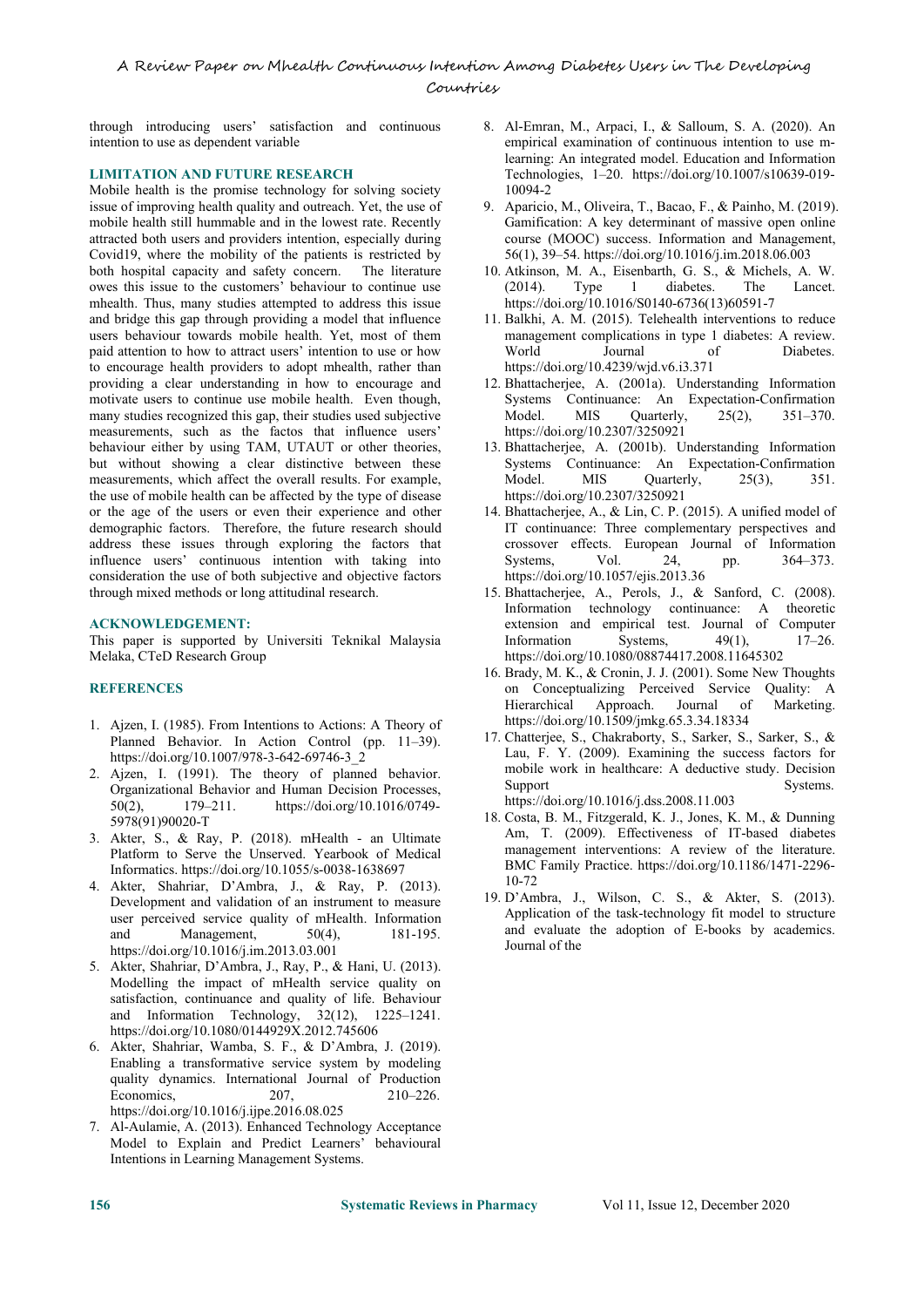through introducing users' satisfaction and continuous intention to use as dependent variable

## LIMITATION AND FUTURE RESEARCH

Mobile health is the promise technology for solving society issue of improving health quality and outreach. Yet, the use of mobile health still hummable and in the lowest rate. Recently attracted both users and providers intention, especially during Covid19, where the mobility of the patients is restricted by both hospital capacity and safety concern. The literature owes this issue to the customers' behaviour to continue use mhealth. Thus, many studies attempted to address this issue and bridge this gap through providing a model that influence users behaviour towards mobile health. Yet, most of them paid attention to how to attract users' intention to use or how to encourage health providers to adopt mhealth, rather than providing a clear understanding in how to encourage and motivate users to continue use mobile health. Even though, many studies recognized this gap, their studies used subjective measurements, such as the factos that influence users' behaviour either by using TAM, UTAUT or other theories, but without showing a clear distinctive between these measurements, which affect the overall results. For example, the use of mobile health can be affected by the type of disease or the age of the users or even their experience and other demographic factors. Therefore, the future research should address these issues through exploring the factors that influence users' continuous intention with taking into consideration the use of both subjective and objective factors through mixed methods or long attitudinal research.

## ACKNOWLEDGEMENT:

This paper is supported by Universiti Teknikal Malaysia Melaka, CTeD Research Group

## REFERENCES

1. Ajzen, I. (1985). From Intentions to Actions: A Theory of Planned Behavior. In Action Control (pp. 11–39). https://doi.org/10.1007/978-3-642-69746-3_2
2. Ajzen, I. (1991). The theory of planned behavior. Organizational Behavior and Human Decision Processes, 50(2), 179–211. https://doi.org/10.1016/0749-5978(91)90020-T
3. Akter, S., & Ray, P. (2018). mHealth - an Ultimate Platform to Serve the Unserved. Yearbook of Medical Informatics. https://doi.org/10.1055/s-0038-1638697
4. Akter, Shahriar, D'Ambra, J., & Ray, P. (2013). Development and validation of an instrument to measure user perceived service quality of mHealth. Information and Management, 50(4), 181-195. https://doi.org/10.1016/j.im.2013.03.001
5. Akter, Shahriar, D'Ambra, J., Ray, P., & Hani, U. (2013). Modelling the impact of mHealth service quality on satisfaction, continuance and quality of life. Behaviour and Information Technology, 32(12), 1225–1241. https://doi.org/10.1080/0144929X.2012.745606
6. Akter, Shahriar, Wamba, S. F., & D'Ambra, J. (2019). Enabling a transformative service system by modeling quality dynamics. International Journal of Production Economics, 207, 210–226. https://doi.org/10.1016/j.ijpe.2016.08.025
7. Al-Aulamie, A. (2013). Enhanced Technology Acceptance Model to Explain and Predict Learners' behavioural Intentions in Learning Management Systems.
8. Al-Emran, M., Arpaci, I., & Salloum, S. A. (2020). An empirical examination of continuous intention to use m-learning: An integrated model. Education and Information Technologies, 1–20. https://doi.org/10.1007/s10639-019-10094-2
9. Aparicio, M., Oliveira, T., Bacao, F., & Painho, M. (2019). Gamification: A key determinant of massive open online course (MOOC) success. Information and Management, 56(1), 39–54. https://doi.org/10.1016/j.im.2018.06.003
10. Atkinson, M. A., Eisenbarth, G. S., & Michels, A. W. (2014). Type 1 diabetes. The Lancet. https://doi.org/10.1016/S0140-6736(13)60591-7
11. Balkhi, A. M. (2015). Telehealth interventions to reduce management complications in type 1 diabetes: A review. World Journal of Diabetes. https://doi.org/10.4239/wjd.v6.i3.371
12. Bhattacherjee, A. (2001a). Understanding Information Systems Continuance: An Expectation-Confirmation Model. MIS Quarterly, 25(2), 351–370. https://doi.org/10.2307/3250921
13. Bhattacherjee, A. (2001b). Understanding Information Systems Continuance: An Expectation-Confirmation Model. MIS Quarterly, 25(3), 351. https://doi.org/10.2307/3250921
14. Bhattacherjee, A., & Lin, C. P. (2015). A unified model of IT continuance: Three complementary perspectives and crossover effects. European Journal of Information Systems, Vol. 24, pp. 364–373. https://doi.org/10.1057/ejis.2013.36
15. Bhattacherjee, A., Perols, J., & Sanford, C. (2008). Information technology continuance: A theoretic extension and empirical test. Journal of Computer Information Systems, 49(1), 17–26. https://doi.org/10.1080/08874417.2008.11645302
16. Brady, M. K., & Cronin, J. J. (2001). Some New Thoughts on Conceptualizing Perceived Service Quality: A Hierarchical Approach. Journal of Marketing. https://doi.org/10.1509/jmkg.65.3.34.18334
17. Chatterjee, S., Chakraborty, S., Sarker, S., Sarker, S., & Lau, F. Y. (2009). Examining the success factors for mobile work in healthcare: A deductive study. Decision Support Systems. https://doi.org/10.1016/j.dss.2008.11.003
18. Costa, B. M., Fitzgerald, K. J., Jones, K. M., & Dunning Am, T. (2009). Effectiveness of IT-based diabetes management interventions: A review of the literature. BMC Family Practice. https://doi.org/10.1186/1471-2296-10-72
19. D'Ambra, J., Wilson, C. S., & Akter, S. (2013). Application of the task-technology fit model to structure and evaluate the adoption of E-books by academics. Journal of the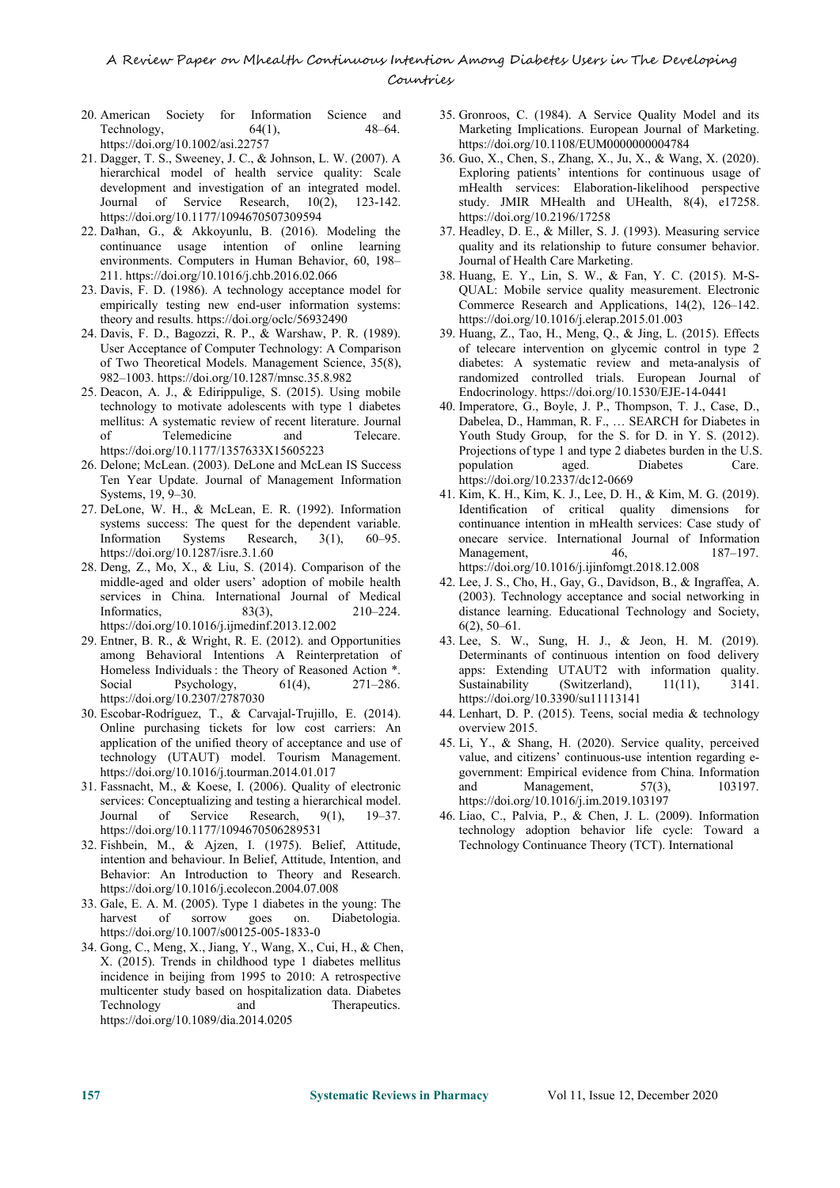20. American Society for Information Science and Technology, 64(1), 48–64. https://doi.org/10.1002/asi.22757
21. Dagger, T. S., Sweeney, J. C., & Johnson, L. W. (2007). A hierarchical model of health service quality: Scale development and investigation of an integrated model. Journal of Service Research, 10(2), 123-142. https://doi.org/10.1177/1094670507309594
22. Daǐhan, G., & Akkoyunlu, B. (2016). Modeling the continuance usage intention of online learning environments. Computers in Human Behavior, 60, 198–211. https://doi.org/10.1016/j.chb.2016.02.066
23. Davis, F. D. (1986). A technology acceptance model for empirically testing new end-user information systems: theory and results. https://doi.org/oclc/56932490
24. Davis, F. D., Bagozzi, R. P., & Warshaw, P. R. (1989). User Acceptance of Computer Technology: A Comparison of Two Theoretical Models. Management Science, 35(8), 982–1003. https://doi.org/10.1287/mnsc.35.8.982
25. Deacon, A. J., & Edirippulige, S. (2015). Using mobile technology to motivate adolescents with type 1 diabetes mellitus: A systematic review of recent literature. Journal of Telemedicine and Telecare. https://doi.org/10.1177/1357633X15605223
26. Delone; McLean. (2003). DeLone and McLean IS Success Ten Year Update. Journal of Management Information Systems, 19, 9–30.
27. DeLone, W. H., & McLean, E. R. (1992). Information systems success: The quest for the dependent variable. Information Systems Research, 3(1), 60–95. https://doi.org/10.1287/isre.3.1.60
28. Deng, Z., Mo, X., & Liu, S. (2014). Comparison of the middle-aged and older users' adoption of mobile health services in China. International Journal of Medical Informatics, 83(3), 210–224. https://doi.org/10.1016/j.ijmedinf.2013.12.002
29. Entner, B. R., & Wright, R. E. (2012). and Opportunities among Behavioral Intentions A Reinterpretation of Homeless Individuals : the Theory of Reasoned Action *. Social Psychology, 61(4), 271–286. https://doi.org/10.2307/2787030
30. Escobar-Rodríguez, T., & Carvajal-Trujillo, E. (2014). Online purchasing tickets for low cost carriers: An application of the unified theory of acceptance and use of technology (UTAUT) model. Tourism Management. https://doi.org/10.1016/j.tourman.2014.01.017
31. Fassnacht, M., & Koese, I. (2006). Quality of electronic services: Conceptualizing and testing a hierarchical model. Journal of Service Research, 9(1), 19–37. https://doi.org/10.1177/1094670506289531
32. Fishbein, M., & Ajzen, I. (1975). Belief, Attitude, intention and behaviour. In Belief, Attitude, Intention, and Behavior: An Introduction to Theory and Research. https://doi.org/10.1016/j.ecolecon.2004.07.008
33. Gale, E. A. M. (2005). Type 1 diabetes in the young: The harvest of sorrow goes on. Diabetologia. https://doi.org/10.1007/s00125-005-1833-0
34. Gong, C., Meng, X., Jiang, Y., Wang, X., Cui, H., & Chen, X. (2015). Trends in childhood type 1 diabetes mellitus incidence in beijing from 1995 to 2010: A retrospective multicenter study based on hospitalization data. Diabetes Technology and Therapeutics. https://doi.org/10.1089/dia.2014.0205
35. Gronroos, C. (1984). A Service Quality Model and its Marketing Implications. European Journal of Marketing. https://doi.org/10.1108/EUM0000000004784
36. Guo, X., Chen, S., Zhang, X., Ju, X., & Wang, X. (2020). Exploring patients' intentions for continuous usage of mHealth services: Elaboration-likelihood perspective study. JMIR MHealth and UHealth, 8(4), e17258. https://doi.org/10.2196/17258
37. Headley, D. E., & Miller, S. J. (1993). Measuring service quality and its relationship to future consumer behavior. Journal of Health Care Marketing.
38. Huang, E. Y., Lin, S. W., & Fan, Y. C. (2015). M-S-QUAL: Mobile service quality measurement. Electronic Commerce Research and Applications, 14(2), 126–142. https://doi.org/10.1016/j.elerap.2015.01.003
39. Huang, Z., Tao, H., Meng, Q., & Jing, L. (2015). Effects of telecare intervention on glycemic control in type 2 diabetes: A systematic review and meta-analysis of randomized controlled trials. European Journal of Endocrinology. https://doi.org/10.1530/EJE-14-0441
40. Imperatore, G., Boyle, J. P., Thompson, T. J., Case, D., Dabelea, D., Hamman, R. F., … SEARCH for Diabetes in Youth Study Group, for the S. for D. in Y. S. (2012). Projections of type 1 and type 2 diabetes burden in the U.S. population aged. Diabetes Care. https://doi.org/10.2337/dc12-0669
41. Kim, K. H., Kim, K. J., Lee, D. H., & Kim, M. G. (2019). Identification of critical quality dimensions for continuance intention in mHealth services: Case study of onecare service. International Journal of Information Management, 46, 187–197. https://doi.org/10.1016/j.ijinfomgt.2018.12.008
42. Lee, J. S., Cho, H., Gay, G., Davidson, B., & Ingraffea, A. (2003). Technology acceptance and social networking in distance learning. Educational Technology and Society, 6(2), 50–61.
43. Lee, S. W., Sung, H. J., & Jeon, H. M. (2019). Determinants of continuous intention on food delivery apps: Extending UTAUT2 with information quality. Sustainability (Switzerland), 11(11), 3141. https://doi.org/10.3390/su11113141
44. Lenhart, D. P. (2015). Teens, social media & technology overview 2015.
45. Li, Y., & Shang, H. (2020). Service quality, perceived value, and citizens' continuous-use intention regarding e-government: Empirical evidence from China. Information and Management, 57(3), 103197. https://doi.org/10.1016/j.im.2019.103197
46. Liao, C., Palvia, P., & Chen, J. L. (2009). Information technology adoption behavior life cycle: Toward a Technology Continuance Theory (TCT). International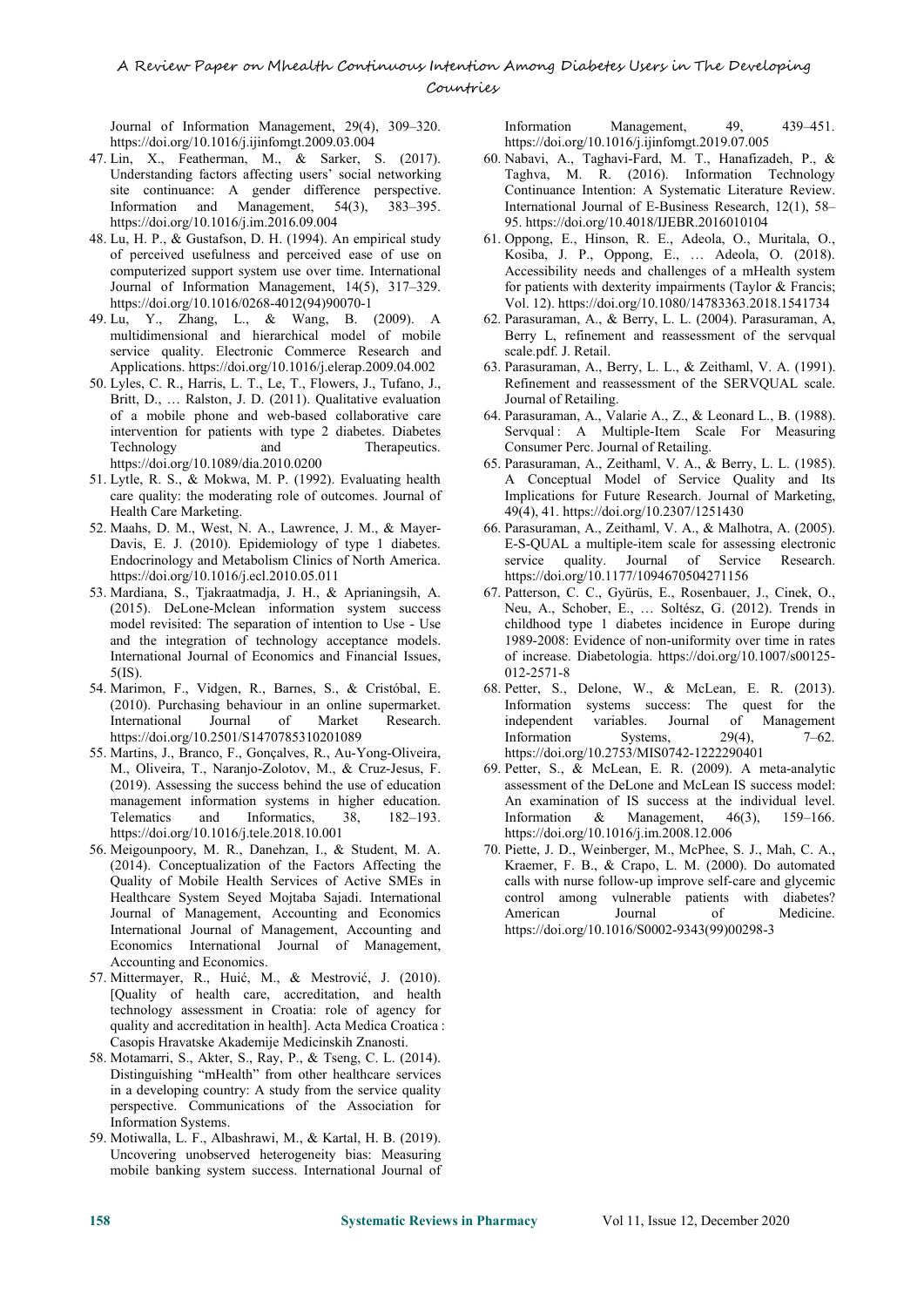Journal of Information Management, 29(4), 309–320. https://doi.org/10.1016/j.ijinfomgt.2009.03.004

47. Lin, X., Featherman, M., & Sarker, S. (2017). Understanding factors affecting users' social networking site continuance: A gender difference perspective. Information and Management, 54(3), 383–395. https://doi.org/10.1016/j.im.2016.09.004
48. Lu, H. P., & Gustafson, D. H. (1994). An empirical study of perceived usefulness and perceived ease of use on computerized support system use over time. International Journal of Information Management, 14(5), 317–329. https://doi.org/10.1016/0268-4012(94)90070-1
49. Lu, Y., Zhang, L., & Wang, B. (2009). A multidimensional and hierarchical model of mobile service quality. Electronic Commerce Research and Applications. https://doi.org/10.1016/j.elerap.2009.04.002
50. Lyles, C. R., Harris, L. T., Le, T., Flowers, J., Tufano, J., Britt, D., … Ralston, J. D. (2011). Qualitative evaluation of a mobile phone and web-based collaborative care intervention for patients with type 2 diabetes. Diabetes Technology and Therapeutics. https://doi.org/10.1089/dia.2010.0200
51. Lytle, R. S., & Mokwa, M. P. (1992). Evaluating health care quality: the moderating role of outcomes. Journal of Health Care Marketing.
52. Maahs, D. M., West, N. A., Lawrence, J. M., & Mayer-Davis, E. J. (2010). Epidemiology of type 1 diabetes. Endocrinology and Metabolism Clinics of North America. https://doi.org/10.1016/j.ecl.2010.05.011
53. Mardiana, S., Tjakraatmadja, J. H., & Aprianingsih, A. (2015). DeLone-Mclean information system success model revisited: The separation of intention to Use - Use and the integration of technology acceptance models. International Journal of Economics and Financial Issues, 5(IS).
54. Marimon, F., Vidgen, R., Barnes, S., & Cristóbal, E. (2010). Purchasing behaviour in an online supermarket. International Journal of Market Research. https://doi.org/10.2501/S1470785310201089
55. Martins, J., Branco, F., Gonçalves, R., Au-Yong-Oliveira, M., Oliveira, T., Naranjo-Zolotov, M., & Cruz-Jesus, F. (2019). Assessing the success behind the use of education management information systems in higher education. Telematics and Informatics, 38, 182–193. https://doi.org/10.1016/j.tele.2018.10.001
56. Meigounpoory, M. R., Danehzan, I., & Student, M. A. (2014). Conceptualization of the Factors Affecting the Quality of Mobile Health Services of Active SMEs in Healthcare System Seyed Mojtaba Sajadi. International Journal of Management, Accounting and Economics International Journal of Management, Accounting and Economics International Journal of Management, Accounting and Economics.
57. Mittermayer, R., Huić, M., & Mestrović, J. (2010). [Quality of health care, accreditation, and health technology assessment in Croatia: role of agency for quality and accreditation in health]. Acta Medica Croatica : Casopis Hravatske Akademije Medicinskih Znanosti.
58. Motamarri, S., Akter, S., Ray, P., & Tseng, C. L. (2014). Distinguishing "mHealth" from other healthcare services in a developing country: A study from the service quality perspective. Communications of the Association for Information Systems.
59. Motiwalla, L. F., Albashrawi, M., & Kartal, H. B. (2019). Uncovering unobserved heterogeneity bias: Measuring mobile banking system success. International Journal of Information Management, 49, 439–451. https://doi.org/10.1016/j.ijinfomgt.2019.07.005
60. Nabavi, A., Taghavi-Fard, M. T., Hanafizadeh, P., & Taghva, M. R. (2016). Information Technology Continuance Intention: A Systematic Literature Review. International Journal of E-Business Research, 12(1), 58–95. https://doi.org/10.4018/IJEBR.2016010104
61. Oppong, E., Hinson, R. E., Adeola, O., Muritala, O., Kosiba, J. P., Oppong, E., … Adeola, O. (2018). Accessibility needs and challenges of a mHealth system for patients with dexterity impairments (Taylor & Francis; Vol. 12). https://doi.org/10.1080/14783363.2018.1541734
62. Parasuraman, A., & Berry, L. L. (2004). Parasuraman, A, Berry L, refinement and reassessment of the servqual scale.pdf. J. Retail.
63. Parasuraman, A., Berry, L. L., & Zeithaml, V. A. (1991). Refinement and reassessment of the SERVQUAL scale. Journal of Retailing.
64. Parasuraman, A., Valarie A., Z., & Leonard L., B. (1988). Servqual : A Multiple-Item Scale For Measuring Consumer Perc. Journal of Retailing.
65. Parasuraman, A., Zeithaml, V. A., & Berry, L. L. (1985). A Conceptual Model of Service Quality and Its Implications for Future Research. Journal of Marketing, 49(4), 41. https://doi.org/10.2307/1251430
66. Parasuraman, A., Zeithaml, V. A., & Malhotra, A. (2005). E-S-QUAL a multiple-item scale for assessing electronic service quality. Journal of Service Research. https://doi.org/10.1177/1094670504271156
67. Patterson, C. C., Gyürüs, E., Rosenbauer, J., Cinek, O., Neu, A., Schober, E., … Soltész, G. (2012). Trends in childhood type 1 diabetes incidence in Europe during 1989-2008: Evidence of non-uniformity over time in rates of increase. Diabetologia. https://doi.org/10.1007/s00125-012-2571-8
68. Petter, S., Delone, W., & McLean, E. R. (2013). Information systems success: The quest for the independent variables. Journal of Management Information Systems, 29(4), 7–62. https://doi.org/10.2753/MIS0742-1222290401
69. Petter, S., & McLean, E. R. (2009). A meta-analytic assessment of the DeLone and McLean IS success model: An examination of IS success at the individual level. Information & Management, 46(3), 159–166. https://doi.org/10.1016/j.im.2008.12.006
70. Piette, J. D., Weinberger, M., McPhee, S. J., Mah, C. A., Kraemer, F. B., & Crapo, L. M. (2000). Do automated calls with nurse follow-up improve self-care and glycemic control among vulnerable patients with diabetes? American Journal of Medicine. https://doi.org/10.1016/S0002-9343(99)00298-3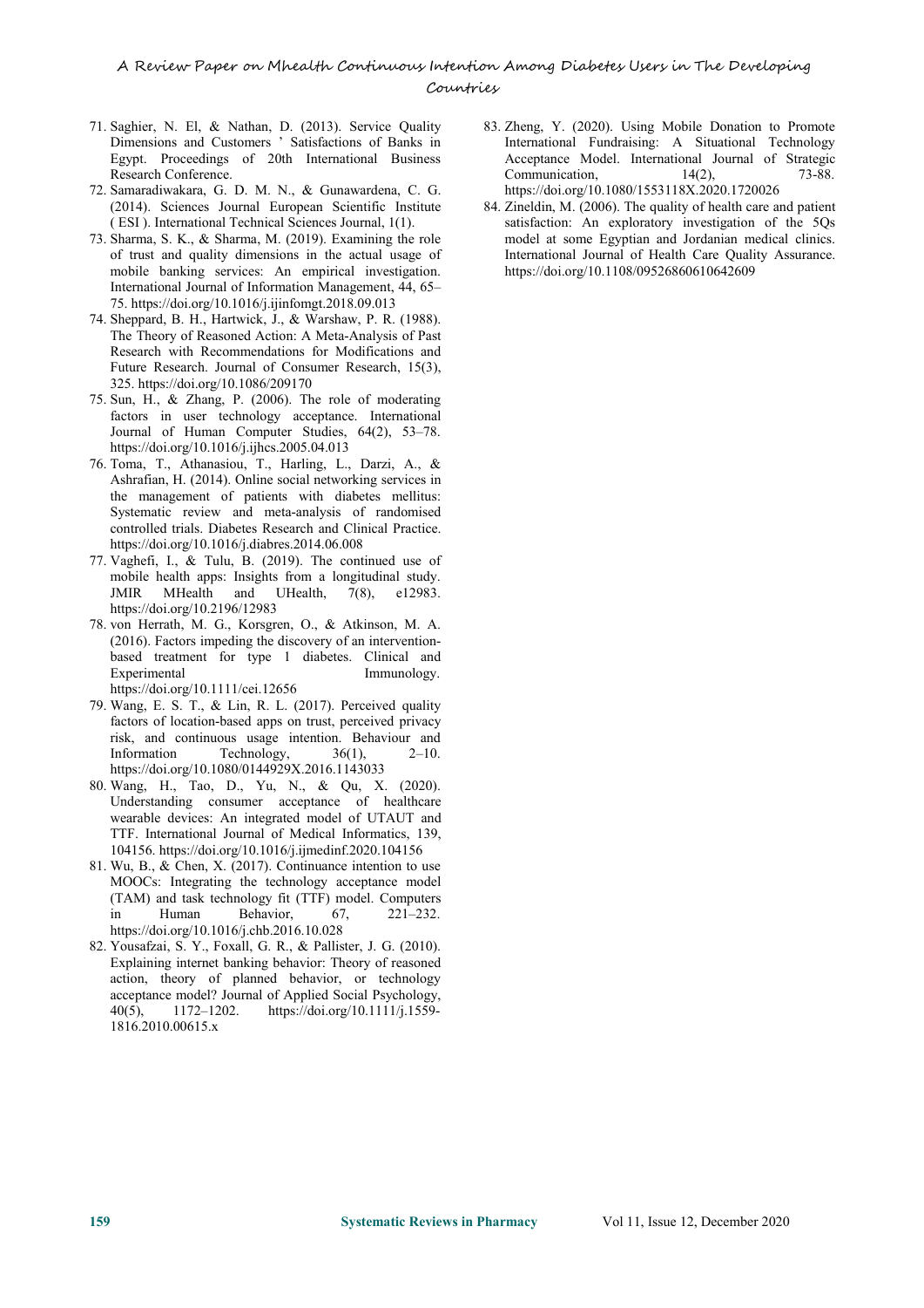71. Saghier, N. El, & Nathan, D. (2013). Service Quality Dimensions and Customers ' Satisfactions of Banks in Egypt. Proceedings of 20th International Business Research Conference.
72. Samaradiwakara, G. D. M. N., & Gunawardena, C. G. (2014). Sciences Journal European Scientific Institute ( ESI ). International Technical Sciences Journal, 1(1).
73. Sharma, S. K., & Sharma, M. (2019). Examining the role of trust and quality dimensions in the actual usage of mobile banking services: An empirical investigation. International Journal of Information Management, 44, 65–75. https://doi.org/10.1016/j.ijinfomgt.2018.09.013
74. Sheppard, B. H., Hartwick, J., & Warshaw, P. R. (1988). The Theory of Reasoned Action: A Meta-Analysis of Past Research with Recommendations for Modifications and Future Research. Journal of Consumer Research, 15(3), 325. https://doi.org/10.1086/209170
75. Sun, H., & Zhang, P. (2006). The role of moderating factors in user technology acceptance. International Journal of Human Computer Studies, 64(2), 53–78. https://doi.org/10.1016/j.ijhcs.2005.04.013
76. Toma, T., Athanasiou, T., Harling, L., Darzi, A., & Ashrafian, H. (2014). Online social networking services in the management of patients with diabetes mellitus: Systematic review and meta-analysis of randomised controlled trials. Diabetes Research and Clinical Practice. https://doi.org/10.1016/j.diabres.2014.06.008
77. Vaghefi, I., & Tulu, B. (2019). The continued use of mobile health apps: Insights from a longitudinal study. JMIR MHealth and UHealth, 7(8), e12983. https://doi.org/10.2196/12983
78. von Herrath, M. G., Korsgren, O., & Atkinson, M. A. (2016). Factors impeding the discovery of an intervention-based treatment for type 1 diabetes. Clinical and Experimental Immunology. https://doi.org/10.1111/cei.12656
79. Wang, E. S. T., & Lin, R. L. (2017). Perceived quality factors of location-based apps on trust, perceived privacy risk, and continuous usage intention. Behaviour and Information Technology, 36(1), 2–10. https://doi.org/10.1080/0144929X.2016.1143033
80. Wang, H., Tao, D., Yu, N., & Qu, X. (2020). Understanding consumer acceptance of healthcare wearable devices: An integrated model of UTAUT and TTF. International Journal of Medical Informatics, 139, 104156. https://doi.org/10.1016/j.ijmedinf.2020.104156
81. Wu, B., & Chen, X. (2017). Continuance intention to use MOOCs: Integrating the technology acceptance model (TAM) and task technology fit (TTF) model. Computers in Human Behavior, 67, 221–232. https://doi.org/10.1016/j.chb.2016.10.028
82. Yousafzai, S. Y., Foxall, G. R., & Pallister, J. G. (2010). Explaining internet banking behavior: Theory of reasoned action, theory of planned behavior, or technology acceptance model? Journal of Applied Social Psychology, 40(5), 1172–1202. https://doi.org/10.1111/j.1559-1816.2010.00615.x
83. Zheng, Y. (2020). Using Mobile Donation to Promote International Fundraising: A Situational Technology Acceptance Model. International Journal of Strategic Communication, 14(2), 73-88. https://doi.org/10.1080/1553118X.2020.1720026
84. Zineldin, M. (2006). The quality of health care and patient satisfaction: An exploratory investigation of the 5Qs model at some Egyptian and Jordanian medical clinics. International Journal of Health Care Quality Assurance. https://doi.org/10.1108/09526860610642609